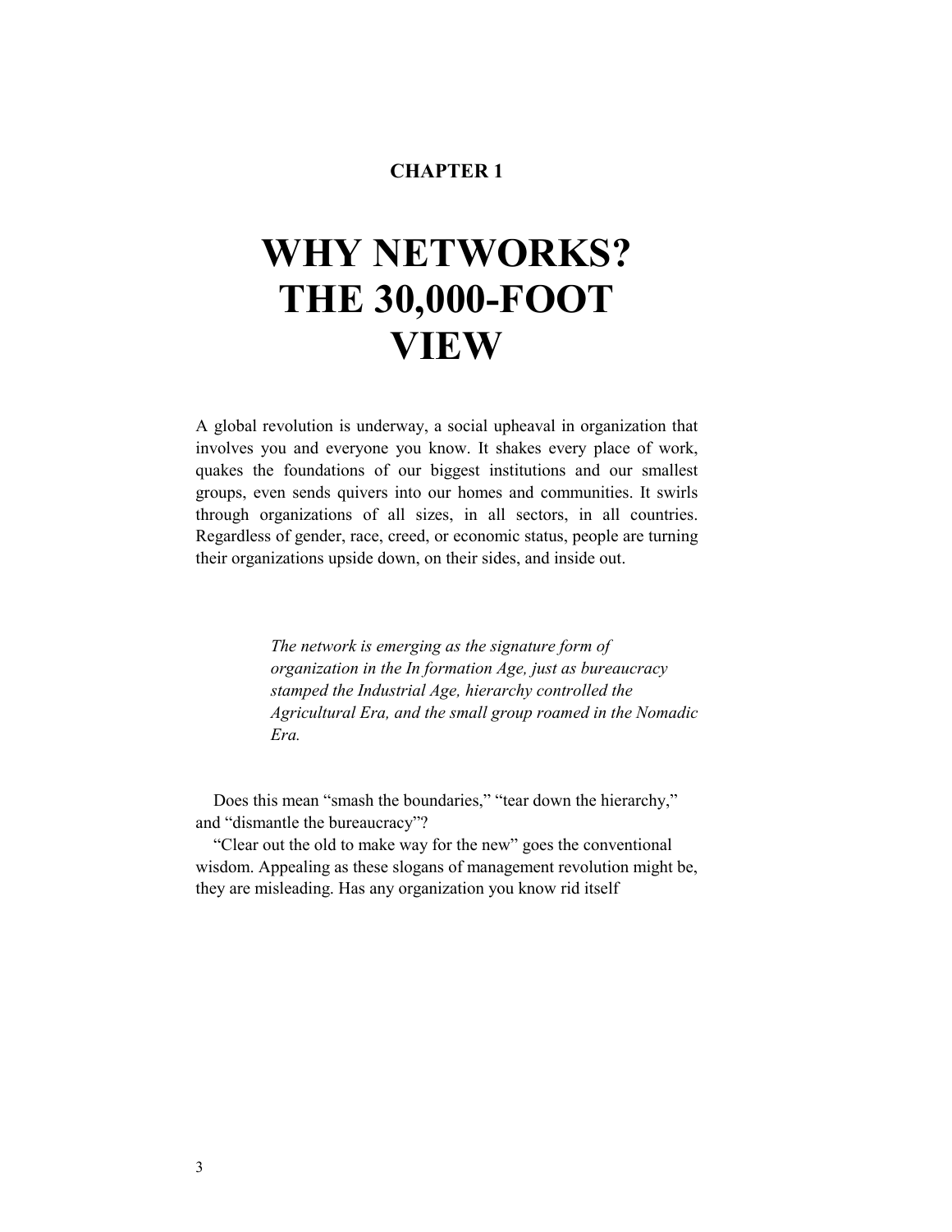**CHAPTER 1**

# WHY NETWORKS? THE 30,000-FOOT VIEW

A global revolution is underway, a social upheaval in organization that involves you and everyone you know. It shakes every place of work, quakes the foundations of our biggest institutions and our smallest groups, even sends quivers into our homes and communities. It swirls through organizations of all sizes, in all sectors, in all countries. Regardless of gender, race, creed, or economic status, people are turning their organizations upside down, on their sides, and inside out.

> *The network is emerging as the signature form of organization in the In formation Age, just as bureaucracy stamped the Industrial Age, hierarchy controlled the Agricultural Era, and the small group roamed in the Nomadic Era.*

Does this mean "smash the boundaries," "tear down the hierarchy," and "dismantle the bureaucracy"?

"Clear out the old to make way for the new" goes the conventional wisdom. Appealing as these slogans of management revolution might be, they are misleading. Has any organization you know rid itself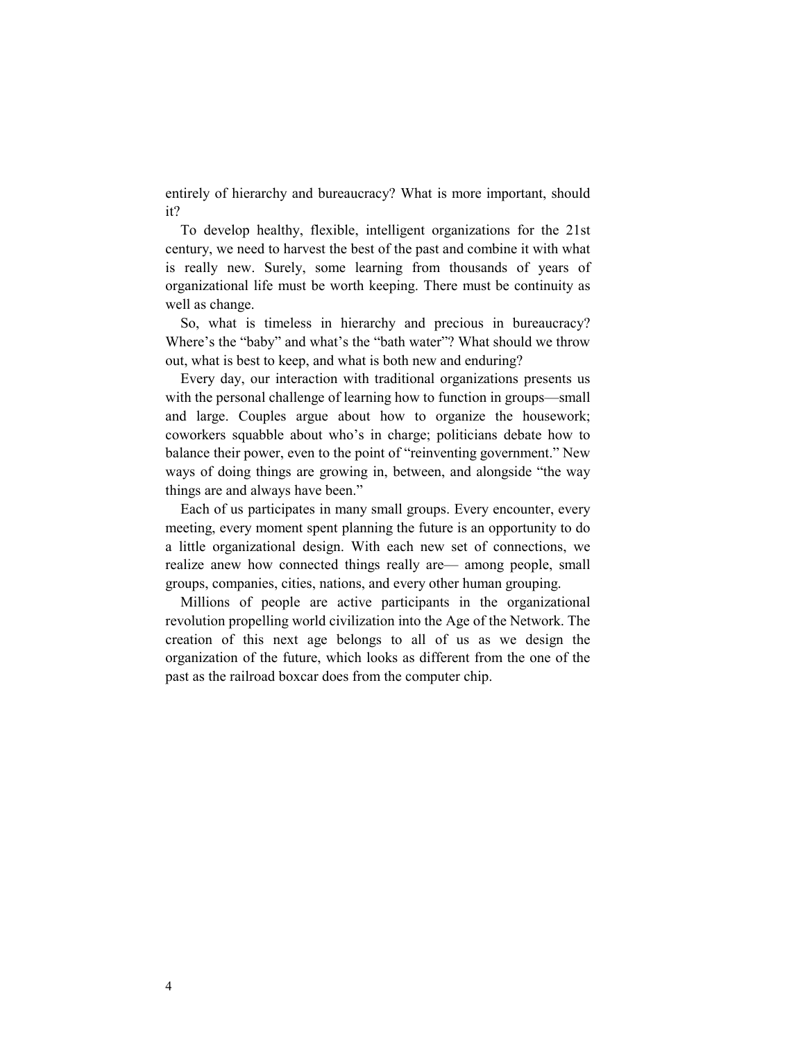entirely of hierarchy and bureaucracy? What is more important, should it?

To develop healthy, flexible, intelligent organizations for the 21st century, we need to harvest the best of the past and combine it with what is really new. Surely, some learning from thousands of years of organizational life must be worth keeping. There must be continuity as well as change.

So, what is timeless in hierarchy and precious in bureaucracy? Where's the "baby" and what's the "bath water"? What should we throw out, what is best to keep, and what is both new and enduring?

Every day, our interaction with traditional organizations presents us with the personal challenge of learning how to function in groups—small and large. Couples argue about how to organize the housework; coworkers squabble about who's in charge; politicians debate how to balance their power, even to the point of "reinventing government." New ways of doing things are growing in, between, and alongside "the way things are and always have been."

Each of us participates in many small groups. Every encounter, every meeting, every moment spent planning the future is an opportunity to do a little organizational design. With each new set of connections, we realize anew how connected things really are— among people, small groups, companies, cities, nations, and every other human grouping.

Millions of people are active participants in the organizational revolution propelling world civilization into the Age of the Network. The creation of this next age belongs to all of us as we design the organization of the future, which looks as different from the one of the past as the railroad boxcar does from the computer chip.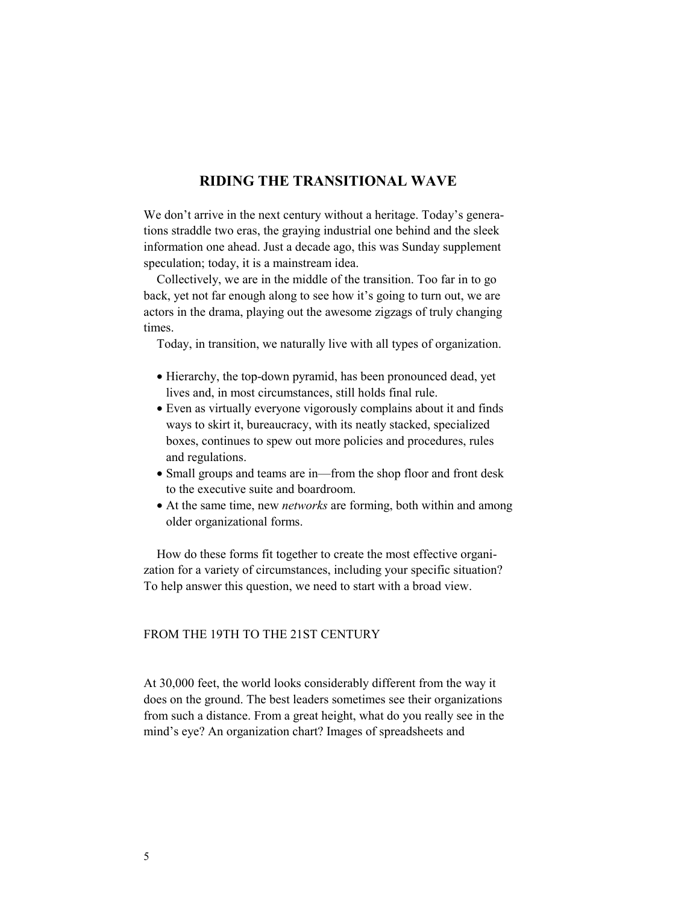## RIDING THE TRANSITIONAL WAVE

We don't arrive in the next century without a heritage. Today's generations straddle two eras, the graying industrial one behind and the sleek information one ahead. Just a decade ago, this was Sunday supplement speculation; today, it is a mainstream idea.

Collectively, we are in the middle of the transition. Too far in to go back, yet not far enough along to see how it's going to turn out, we are actors in the drama, playing out the awesome zigzags of truly changing times.

Today, in transition, we naturally live with all types of organization.

- Hierarchy, the top-down pyramid, has been pronounced dead, yet lives and, in most circumstances, still holds final rule.
- Even as virtually everyone vigorously complains about it and finds ways to skirt it, bureaucracy, with its neatly stacked, specialized boxes, continues to spew out more policies and procedures, rules and regulations.
- Small groups and teams are in—from the shop floor and front desk to the executive suite and boardroom.
- At the same time, new *networks* are forming, both within and among older organizational forms.

How do these forms fit together to create the most effective organization for a variety of circumstances, including your specific situation? To help answer this question, we need to start with a broad view.

### FROM THE 19TH TO THE 21ST CENTURY

At 30,000 feet, the world looks considerably different from the way it does on the ground. The best leaders sometimes see their organizations from such a distance. From a great height, what do you really see in the mind's eye? An organization chart? Images of spreadsheets and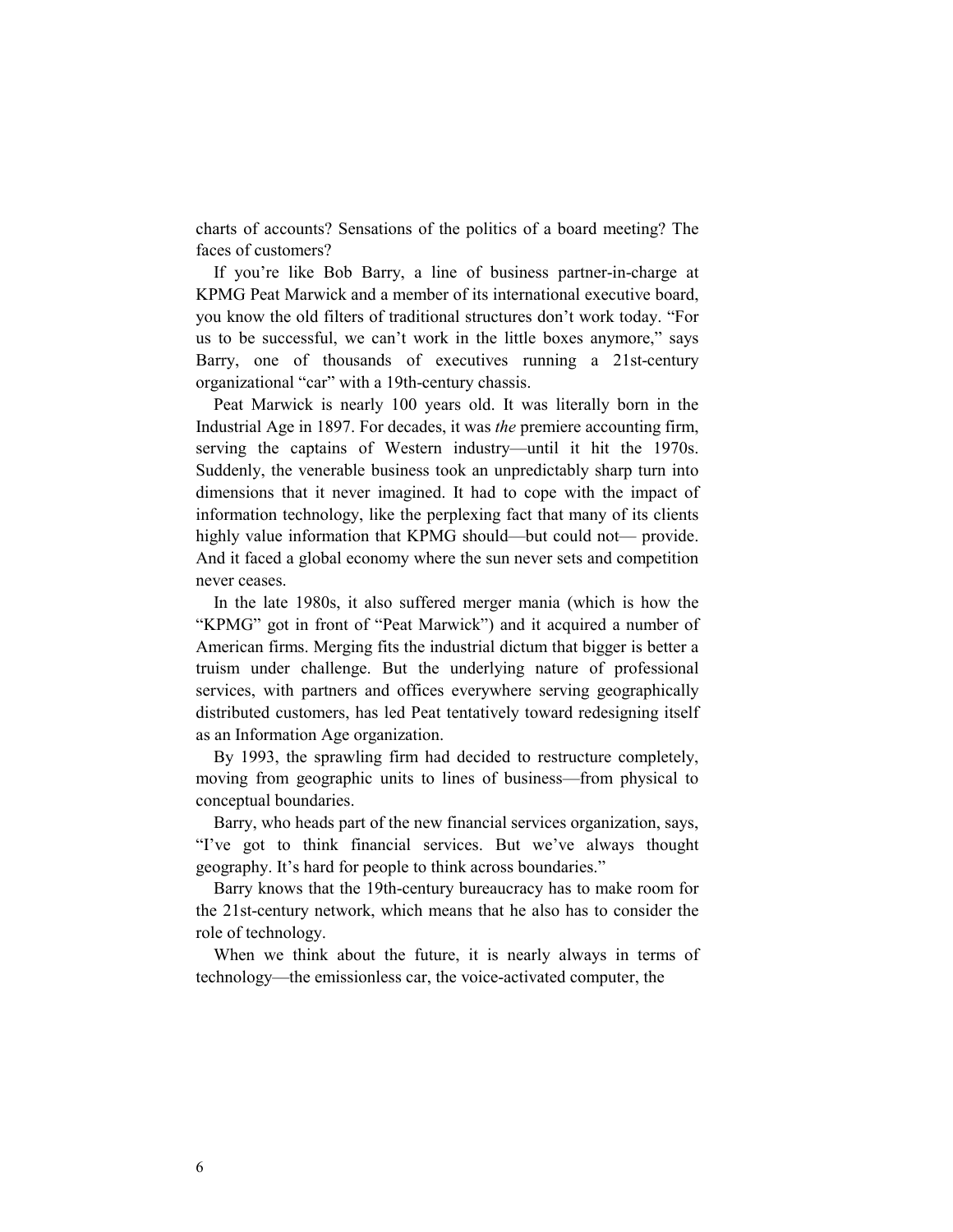charts of accounts? Sensations of the politics of a board meeting? The faces of customers?

If you're like Bob Barry, a line of business partner-in-charge at KPMG Peat Marwick and a member of its international executive board, you know the old filters of traditional structures don't work today. "For us to be successful, we can't work in the little boxes anymore," says Barry, one of thousands of executives running a 21st-century organizational "car" with a 19th-century chassis.

Peat Marwick is nearly 100 years old. It was literally born in the Industrial Age in 1897. For decades, it was *the* premiere accounting firm, serving the captains of Western industry—until it hit the 1970s. Suddenly, the venerable business took an unpredictably sharp turn into dimensions that it never imagined. It had to cope with the impact of information technology, like the perplexing fact that many of its clients highly value information that KPMG should—but could not— provide. And it faced a global economy where the sun never sets and competition never ceases.

In the late 1980s, it also suffered merger mania (which is how the "KPMG" got in front of "Peat Marwick") and it acquired a number of American firms. Merging fits the industrial dictum that bigger is better a truism under challenge. But the underlying nature of professional services, with partners and offices everywhere serving geographically distributed customers, has led Peat tentatively toward redesigning itself as an Information Age organization.

By 1993, the sprawling firm had decided to restructure completely, moving from geographic units to lines of business—from physical to conceptual boundaries.

Barry, who heads part of the new financial services organization, says, "I've got to think financial services. But we've always thought geography. It's hard for people to think across boundaries."

Barry knows that the 19th-century bureaucracy has to make room for the 21st-century network, which means that he also has to consider the role of technology.

When we think about the future, it is nearly always in terms of technology—the emissionless car, the voice-activated computer, the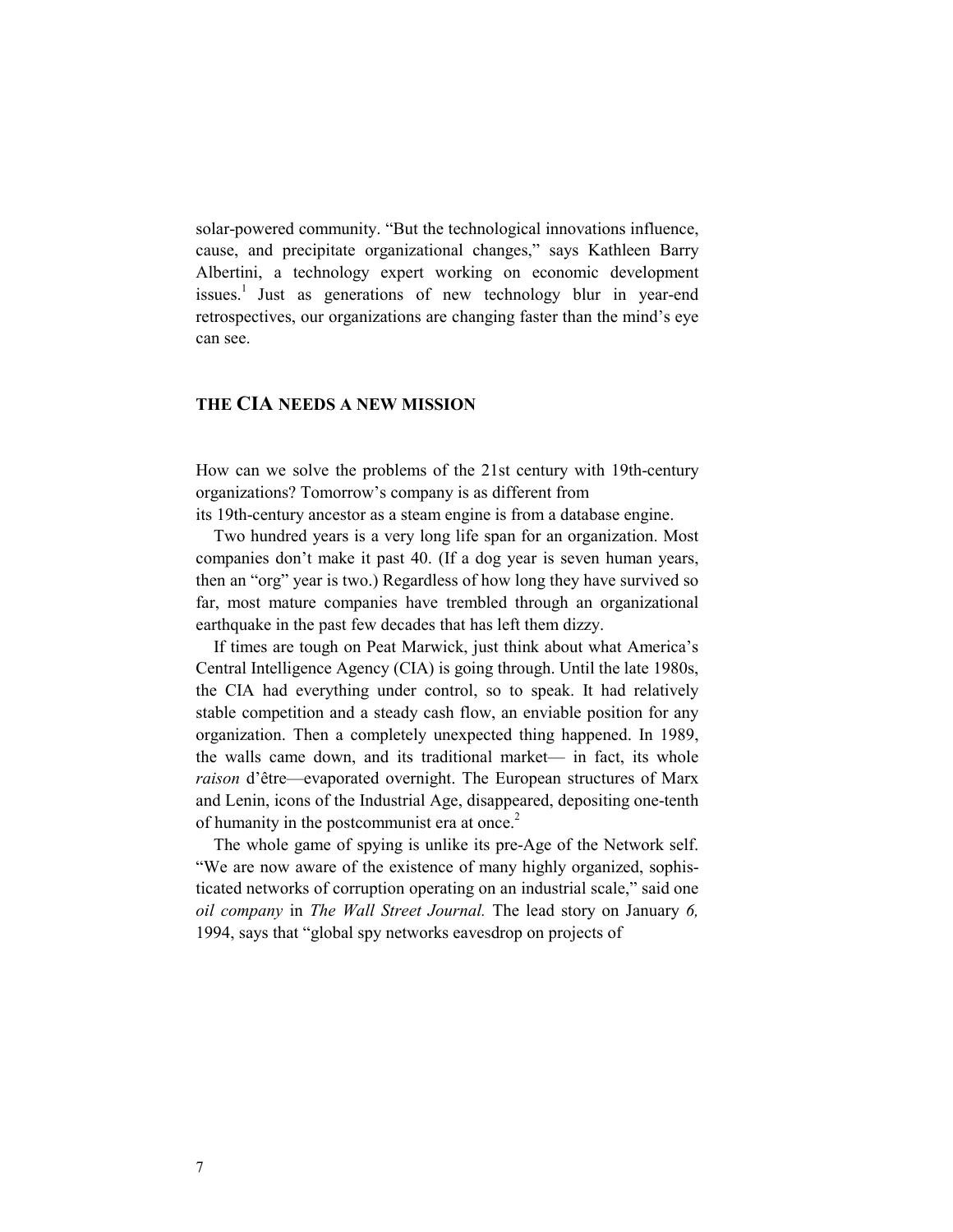solar-powered community. "But the technological innovations influence, cause, and precipitate organizational changes," says Kathleen Barry Albertini, a technology expert working on economic development issues.[1] Just as generations of new technology blur in year-end retrospectives, our organizations are changing faster than the mind's eye can see.

## THE CIA NEEDS A NEW MISSION

How can we solve the problems of the 21st century with 19th-century organizations? Tomorrow's company is as different from its 19th-century ancestor as a steam engine is from a database engine.

Two hundred years is a very long life span for an organization. Most companies don't make it past 40. (If a dog year is seven human years, then an "org" year is two.) Regardless of how long they have survived so far, most mature companies have trembled through an organizational earthquake in the past few decades that has left them dizzy.

If times are tough on Peat Marwick, just think about what America's Central Intelligence Agency (CIA) is going through. Until the late 1980s, the CIA had everything under control, so to speak. It had relatively stable competition and a steady cash flow, an enviable position for any organization. Then a completely unexpected thing happened. In 1989, the walls came down, and its traditional market— in fact, its whole *raison* d'être—evaporated overnight. The European structures of Marx and Lenin, icons of the Industrial Age, disappeared, depositing one-tenth of humanity in the postcommunist era at once.[2]

The whole game of spying is unlike its pre-Age of the Network self. "We are now aware of the existence of many highly organized, sophisticated networks of corruption operating on an industrial scale," said one *oil company* in *The Wall Street Journal.* The lead story on January *6,* 1994, says that "global spy networks eavesdrop on projects of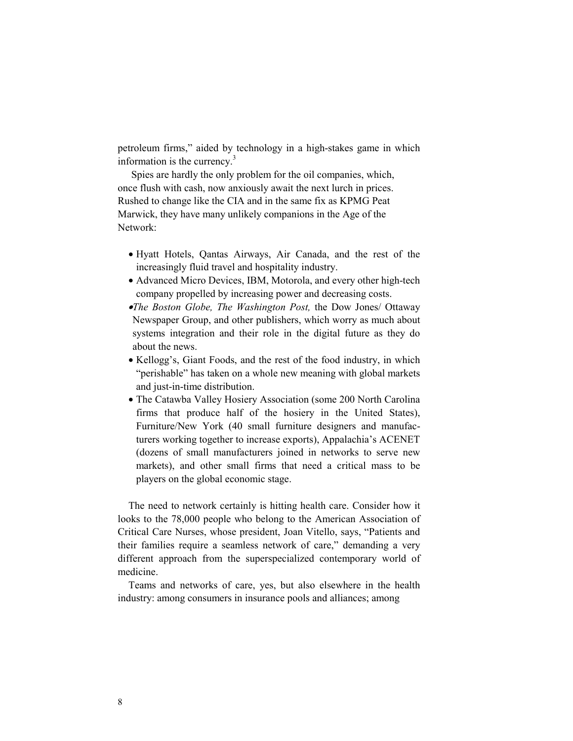petroleum firms," aided by technology in a high-stakes game in which information is the currency.[3]

Spies are hardly the only problem for the oil companies, which, once flush with cash, now anxiously await the next lurch in prices. Rushed to change like the CIA and in the same fix as KPMG Peat Marwick, they have many unlikely companions in the Age of the Network:

- Hyatt Hotels, Qantas Airways, Air Canada, and the rest of the increasingly fluid travel and hospitality industry.
- Advanced Micro Devices, IBM, Motorola, and every other high-tech company propelled by increasing power and decreasing costs.
- *The Boston Globe, The Washington Post,* the Dow Jones/ Ottaway Newspaper Group, and other publishers, which worry as much about systems integration and their role in the digital future as they do about the news.
- Kellogg's, Giant Foods, and the rest of the food industry, in which "perishable" has taken on a whole new meaning with global markets and just-in-time distribution.
- The Catawba Valley Hosiery Association (some 200 North Carolina firms that produce half of the hosiery in the United States), Furniture/New York (40 small furniture designers and manufacturers working together to increase exports), Appalachia's ACENET (dozens of small manufacturers joined in networks to serve new markets), and other small firms that need a critical mass to be players on the global economic stage.

The need to network certainly is hitting health care. Consider how it looks to the 78,000 people who belong to the American Association of Critical Care Nurses, whose president, Joan Vitello, says, "Patients and their families require a seamless network of care," demanding a very different approach from the superspecialized contemporary world of medicine.

Teams and networks of care, yes, but also elsewhere in the health industry: among consumers in insurance pools and alliances; among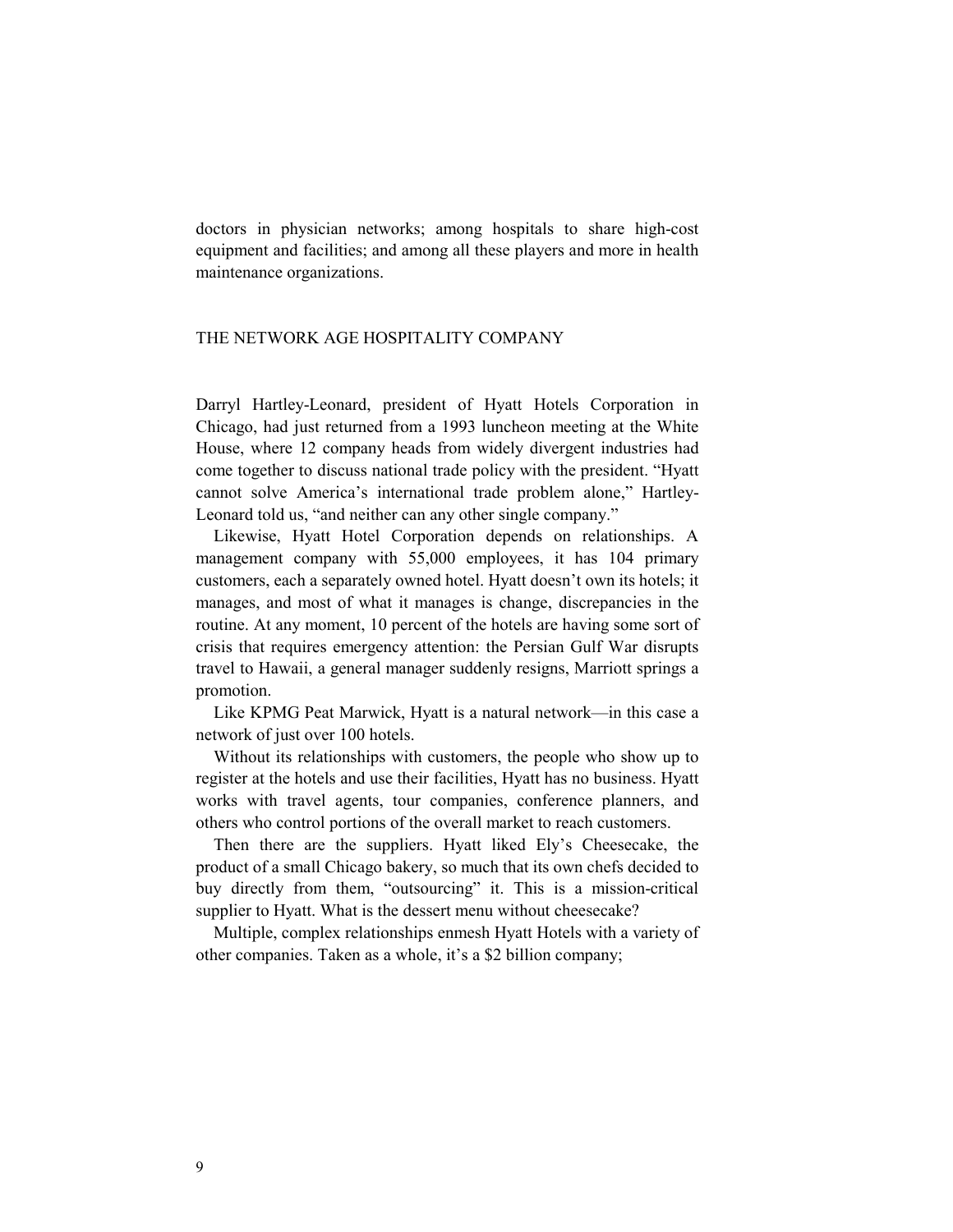doctors in physician networks; among hospitals to share high-cost equipment and facilities; and among all these players and more in health maintenance organizations.

## THE NETWORK AGE HOSPITALITY COMPANY

Darryl Hartley-Leonard, president of Hyatt Hotels Corporation in Chicago, had just returned from a 1993 luncheon meeting at the White House, where 12 company heads from widely divergent industries had come together to discuss national trade policy with the president. "Hyatt cannot solve America's international trade problem alone," Hartley-Leonard told us, "and neither can any other single company."

Likewise, Hyatt Hotel Corporation depends on relationships. A management company with 55,000 employees, it has 104 primary customers, each a separately owned hotel. Hyatt doesn't own its hotels; it manages, and most of what it manages is change, discrepancies in the routine. At any moment, 10 percent of the hotels are having some sort of crisis that requires emergency attention: the Persian Gulf War disrupts travel to Hawaii, a general manager suddenly resigns, Marriott springs a promotion.

Like KPMG Peat Marwick, Hyatt is a natural network—in this case a network of just over 100 hotels.

Without its relationships with customers, the people who show up to register at the hotels and use their facilities, Hyatt has no business. Hyatt works with travel agents, tour companies, conference planners, and others who control portions of the overall market to reach customers.

Then there are the suppliers. Hyatt liked Ely's Cheesecake, the product of a small Chicago bakery, so much that its own chefs decided to buy directly from them, "outsourcing" it. This is a mission-critical supplier to Hyatt. What is the dessert menu without cheesecake?

Multiple, complex relationships enmesh Hyatt Hotels with a variety of other companies. Taken as a whole, it's a $2 billion company;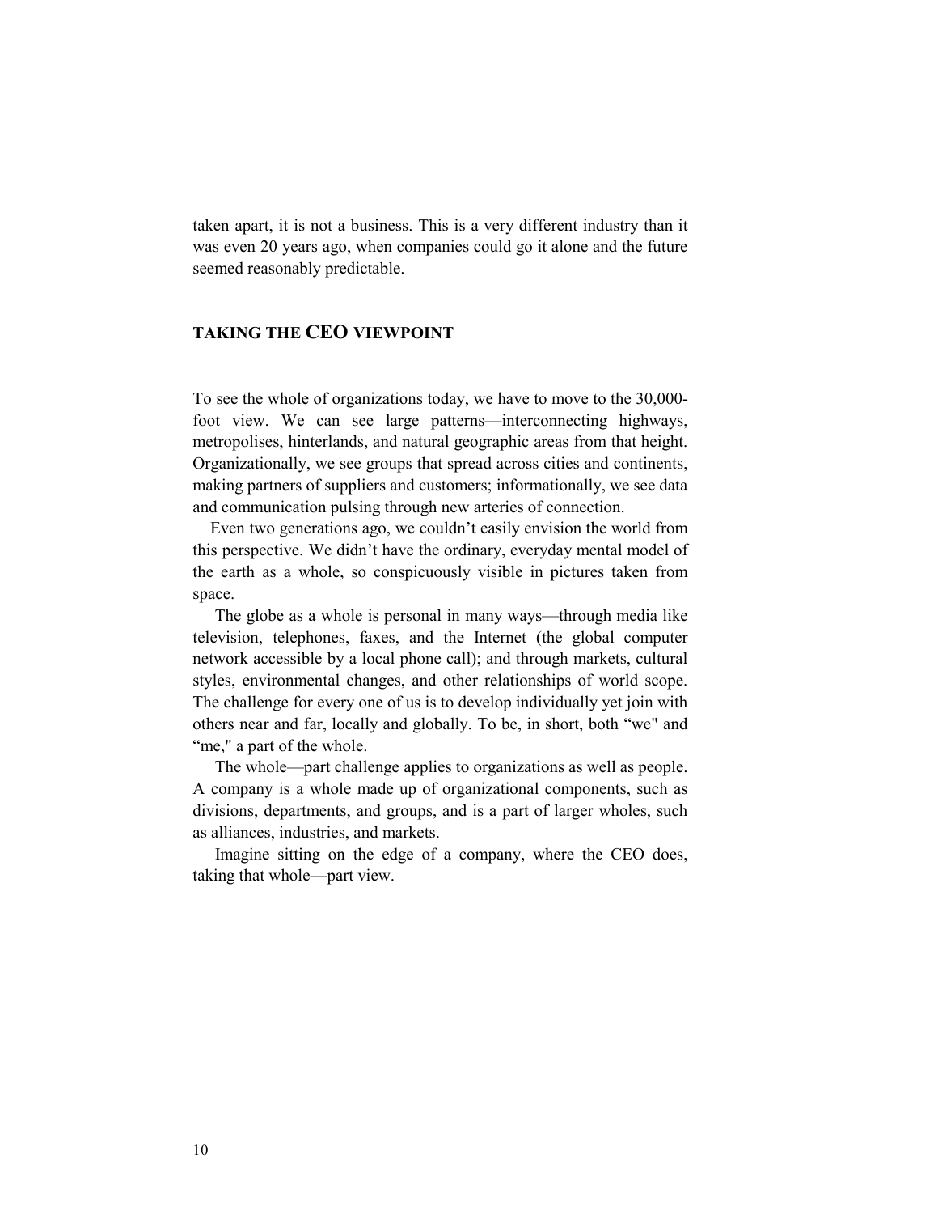taken apart, it is not a business. This is a very different industry than it was even 20 years ago, when companies could go it alone and the future seemed reasonably predictable.

## TAKING THE CEO VIEWPOINT

To see the whole of organizations today, we have to move to the 30,000-foot view. We can see large patterns—interconnecting highways, metropolises, hinterlands, and natural geographic areas from that height. Organizationally, we see groups that spread across cities and continents, making partners of suppliers and customers; informationally, we see data and communication pulsing through new arteries of connection.

Even two generations ago, we couldn't easily envision the world from this perspective. We didn't have the ordinary, everyday mental model of the earth as a whole, so conspicuously visible in pictures taken from space.

The globe as a whole is personal in many ways—through media like television, telephones, faxes, and the Internet (the global computer network accessible by a local phone call); and through markets, cultural styles, environmental changes, and other relationships of world scope. The challenge for every one of us is to develop individually yet join with others near and far, locally and globally. To be, in short, both "we" and "me," a part of the whole.

The whole—part challenge applies to organizations as well as people. A company is a whole made up of organizational components, such as divisions, departments, and groups, and is a part of larger wholes, such as alliances, industries, and markets.

Imagine sitting on the edge of a company, where the CEO does, taking that whole—part view.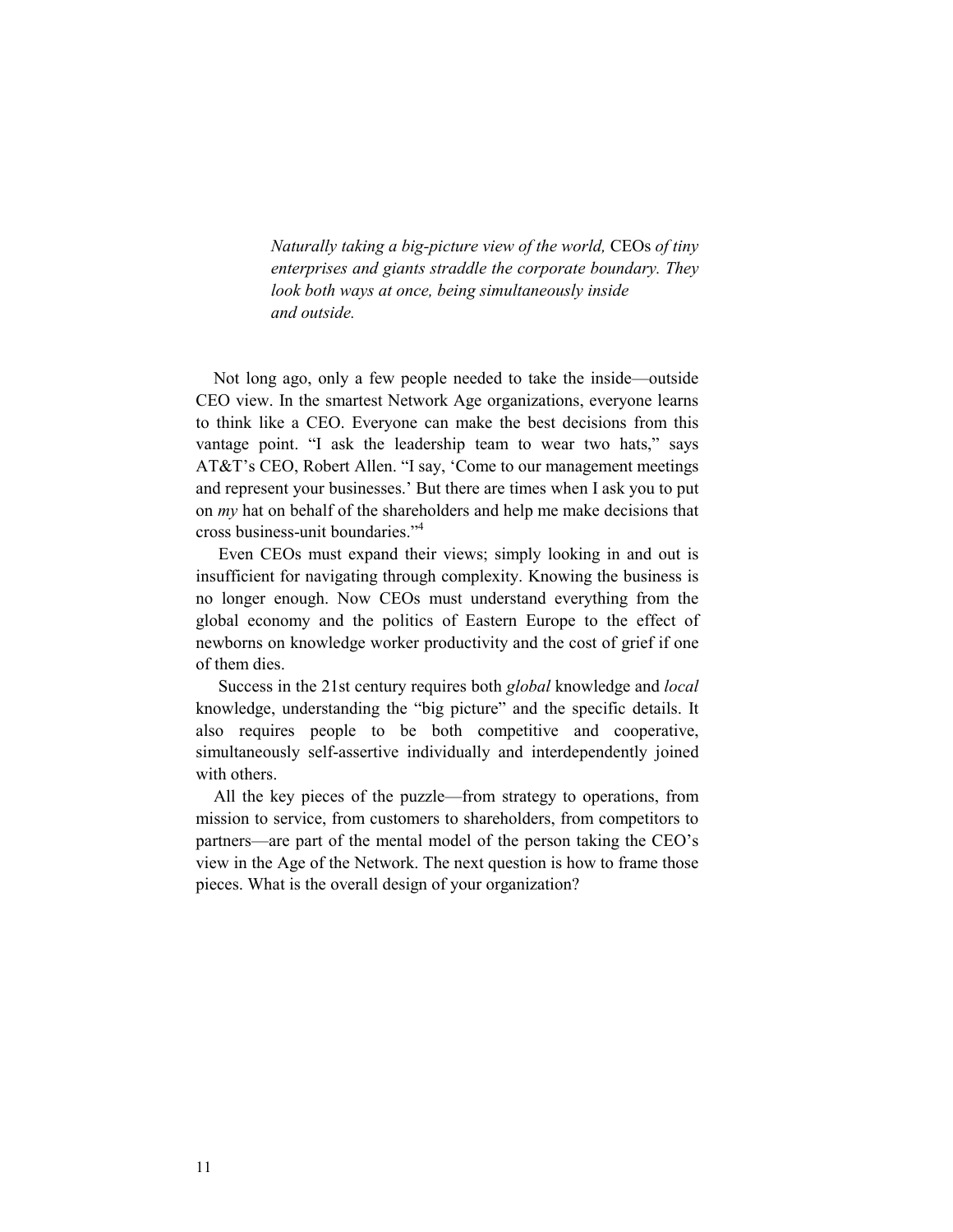*Naturally taking a big-picture view of the world,* CEOs *of tiny enterprises and giants straddle the corporate boundary. They look both ways at once, being simultaneously inside and outside.*

Not long ago, only a few people needed to take the inside—outside CEO view. In the smartest Network Age organizations, everyone learns to think like a CEO. Everyone can make the best decisions from this vantage point. "I ask the leadership team to wear two hats," says AT&T's CEO, Robert Allen. "I say, 'Come to our management meetings and represent your businesses.' But there are times when I ask you to put on *my* hat on behalf of the shareholders and help me make decisions that cross business-unit boundaries."[4]

Even CEOs must expand their views; simply looking in and out is insufficient for navigating through complexity. Knowing the business is no longer enough. Now CEOs must understand everything from the global economy and the politics of Eastern Europe to the effect of newborns on knowledge worker productivity and the cost of grief if one of them dies.

Success in the 21st century requires both *global* knowledge and *local* knowledge, understanding the "big picture" and the specific details. It also requires people to be both competitive and cooperative, simultaneously self-assertive individually and interdependently joined with others.

All the key pieces of the puzzle—from strategy to operations, from mission to service, from customers to shareholders, from competitors to partners—are part of the mental model of the person taking the CEO's view in the Age of the Network. The next question is how to frame those pieces. What is the overall design of your organization?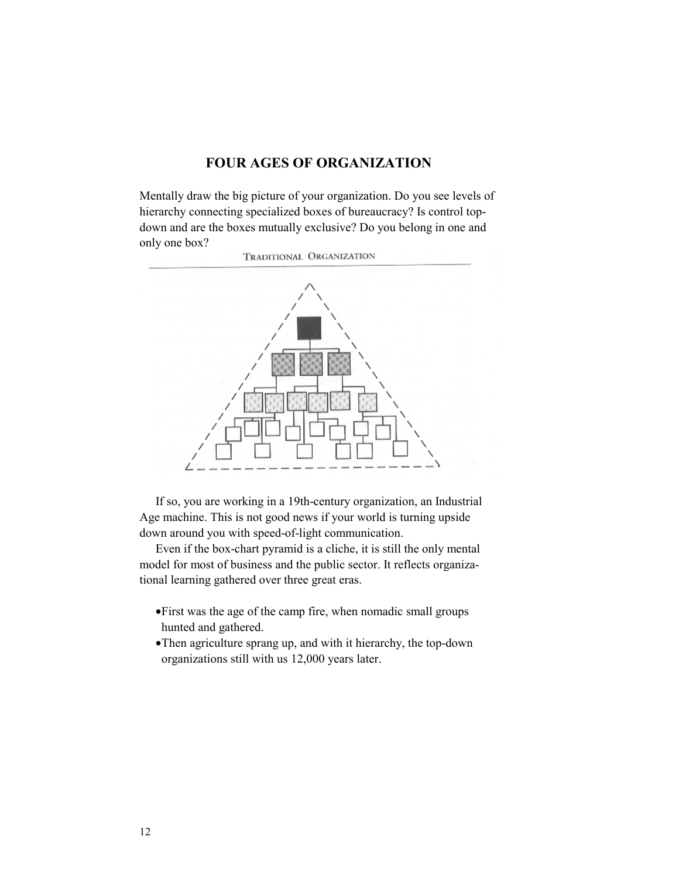# FOUR AGES OF ORGANIZATION

Mentally draw the big picture of your organization. Do you see levels of hierarchy connecting specialized boxes of bureaucracy? Is control top-down and are the boxes mutually exclusive? Do you belong in one and only one box?

TRADITIONAL ORGANIZATION

If so, you are working in a 19th-century organization, an Industrial Age machine. This is not good news if your world is turning upside down around you with speed-of-light communication.

Even if the box-chart pyramid is a cliche, it is still the only mental model for most of business and the public sector. It reflects organizational learning gathered over three great eras.

- First was the age of the camp fire, when nomadic small groups hunted and gathered.
- Then agriculture sprang up, and with it hierarchy, the top-down organizations still with us 12,000 years later.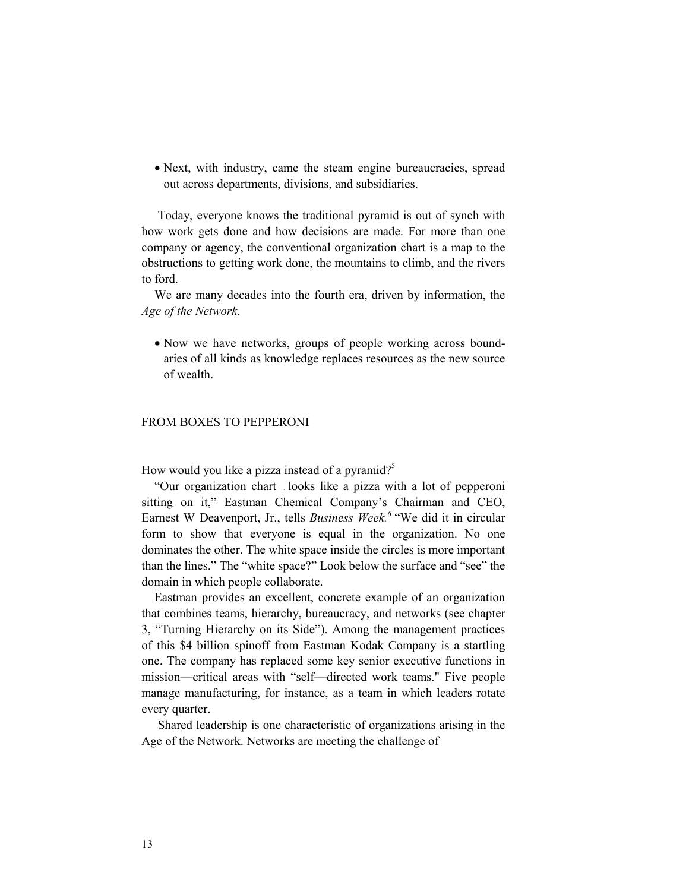- Next, with industry, came the steam engine bureaucracies, spread out across departments, divisions, and subsidiaries.

Today, everyone knows the traditional pyramid is out of synch with how work gets done and how decisions are made. For more than one company or agency, the conventional organization chart is a map to the obstructions to getting work done, the mountains to climb, and the rivers to ford.

We are many decades into the fourth era, driven by information, the *Age of the Network.*

- Now we have networks, groups of people working across boundaries of all kinds as knowledge replaces resources as the new source of wealth.

## FROM BOXES TO PEPPERONI

How would you like a pizza instead of a pyramid?[5]

"Our organization chart … looks like a pizza with a lot of pepperoni sitting on it," Eastman Chemical Company's Chairman and CEO, Earnest W Deavenport, Jr., tells *Business Week.*[6] "We did it in circular form to show that everyone is equal in the organization. No one dominates the other. The white space inside the circles is more important than the lines." The "white space?" Look below the surface and "see" the domain in which people collaborate.

Eastman provides an excellent, concrete example of an organization that combines teams, hierarchy, bureaucracy, and networks (see chapter 3, "Turning Hierarchy on its Side"). Among the management practices of this $4 billion spinoff from Eastman Kodak Company is a startling one. The company has replaced some key senior executive functions in mission—critical areas with "self—directed work teams." Five people manage manufacturing, for instance, as a team in which leaders rotate every quarter.

Shared leadership is one characteristic of organizations arising in the Age of the Network. Networks are meeting the challenge of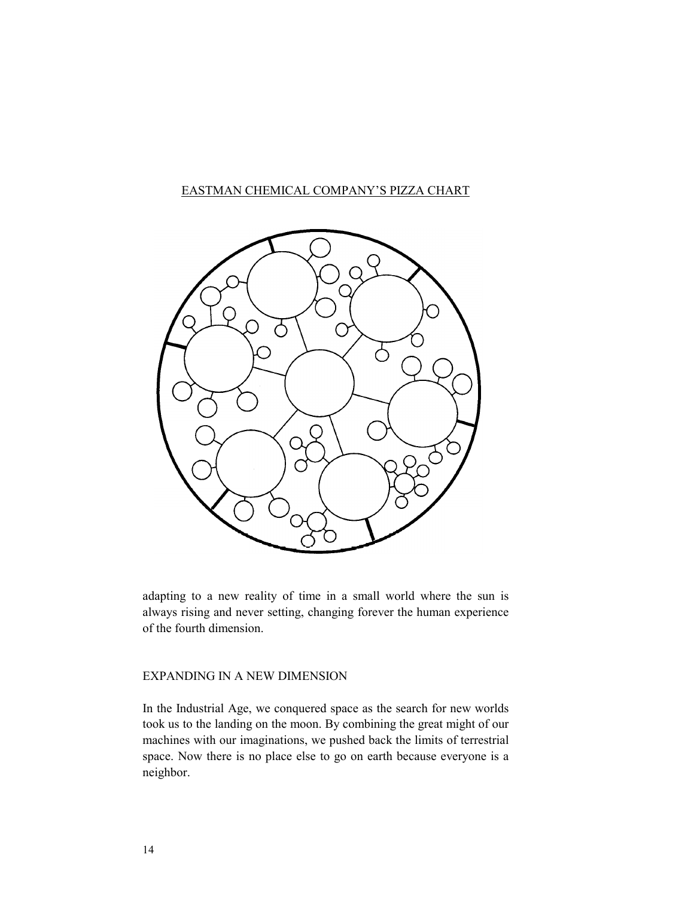EASTMAN CHEMICAL COMPANY'S PIZZA CHART

adapting to a new reality of time in a small world where the sun is always rising and never setting, changing forever the human experience of the fourth dimension.

## EXPANDING IN A NEW DIMENSION

In the Industrial Age, we conquered space as the search for new worlds took us to the landing on the moon. By combining the great might of our machines with our imaginations, we pushed back the limits of terrestrial space. Now there is no place else to go on earth because everyone is a neighbor.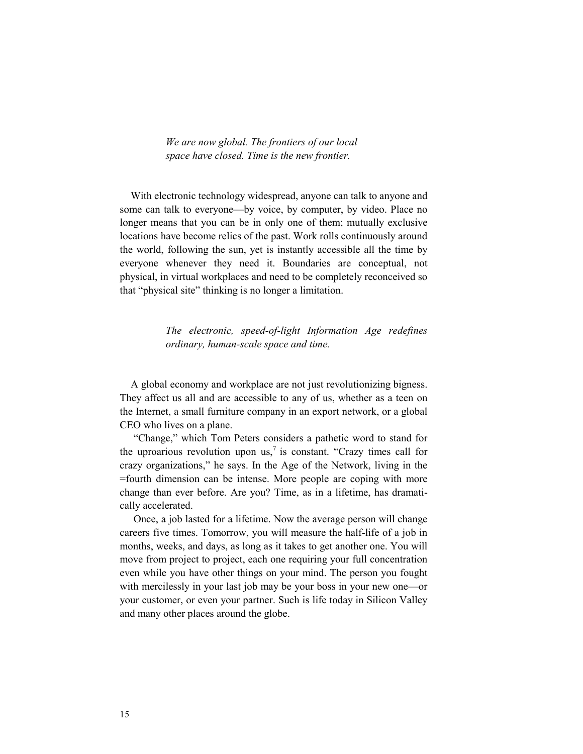*We are now global. The frontiers of our local space have closed. Time is the new frontier.*

With electronic technology widespread, anyone can talk to anyone and some can talk to everyone—by voice, by computer, by video. Place no longer means that you can be in only one of them; mutually exclusive locations have become relics of the past. Work rolls continuously around the world, following the sun, yet is instantly accessible all the time by everyone whenever they need it. Boundaries are conceptual, not physical, in virtual workplaces and need to be completely reconceived so that "physical site" thinking is no longer a limitation.

*The electronic, speed-of-light Information Age redefines ordinary, human-scale space and time.*

A global economy and workplace are not just revolutionizing bigness. They affect us all and are accessible to any of us, whether as a teen on the Internet, a small furniture company in an export network, or a global CEO who lives on a plane.

"Change," which Tom Peters considers a pathetic word to stand for the uproarious revolution upon us,[7] is constant. "Crazy times call for crazy organizations," he says. In the Age of the Network, living in the =fourth dimension can be intense. More people are coping with more change than ever before. Are you? Time, as in a lifetime, has dramatically accelerated.

Once, a job lasted for a lifetime. Now the average person will change careers five times. Tomorrow, you will measure the half-life of a job in months, weeks, and days, as long as it takes to get another one. You will move from project to project, each one requiring your full concentration even while you have other things on your mind. The person you fought with mercilessly in your last job may be your boss in your new one—or your customer, or even your partner. Such is life today in Silicon Valley and many other places around the globe.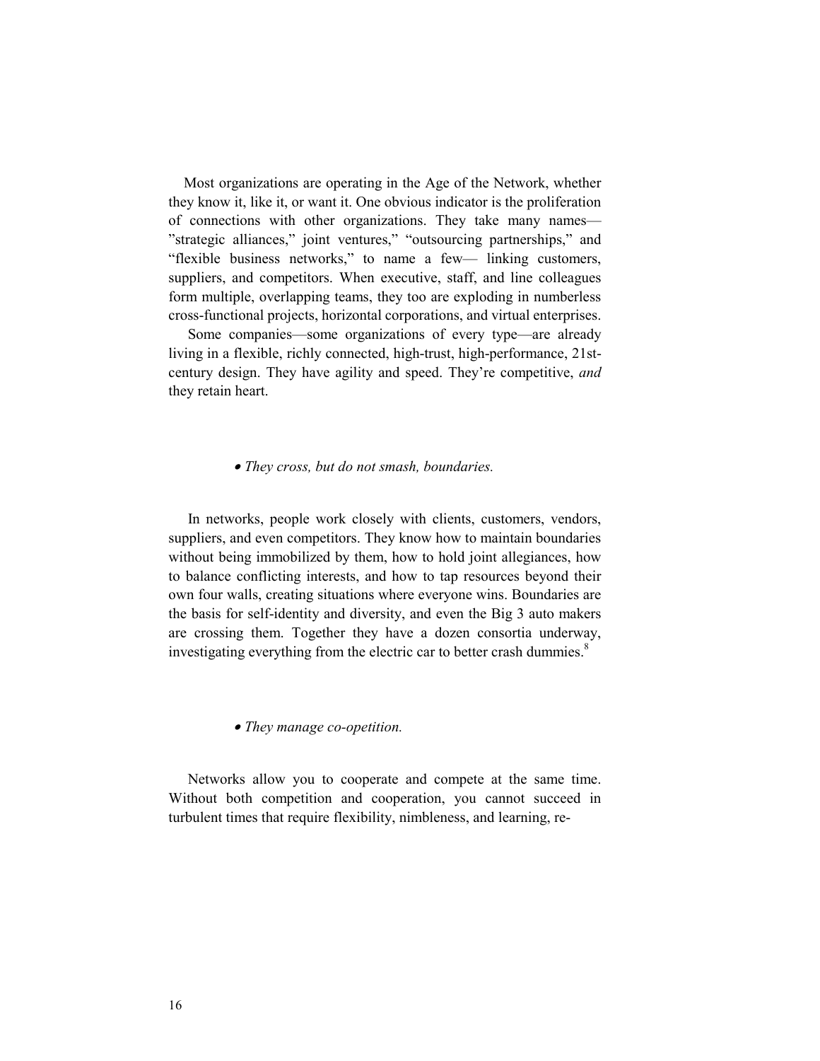Most organizations are operating in the Age of the Network, whether they know it, like it, or want it. One obvious indicator is the proliferation of connections with other organizations. They take many names—"strategic alliances," joint ventures," "outsourcing partnerships," and "flexible business networks," to name a few— linking customers, suppliers, and competitors. When executive, staff, and line colleagues form multiple, overlapping teams, they too are exploding in numberless cross-functional projects, horizontal corporations, and virtual enterprises.

Some companies—some organizations of every type—are already living in a flexible, richly connected, high-trust, high-performance, 21st-century design. They have agility and speed. They're competitive, *and* they retain heart.

- *They cross, but do not smash, boundaries.*

In networks, people work closely with clients, customers, vendors, suppliers, and even competitors. They know how to maintain boundaries without being immobilized by them, how to hold joint allegiances, how to balance conflicting interests, and how to tap resources beyond their own four walls, creating situations where everyone wins. Boundaries are the basis for self-identity and diversity, and even the Big 3 auto makers are crossing them. Together they have a dozen consortia underway, investigating everything from the electric car to better crash dummies.[8]

- *They manage co-opetition.*

Networks allow you to cooperate and compete at the same time. Without both competition and cooperation, you cannot succeed in turbulent times that require flexibility, nimbleness, and learning, re-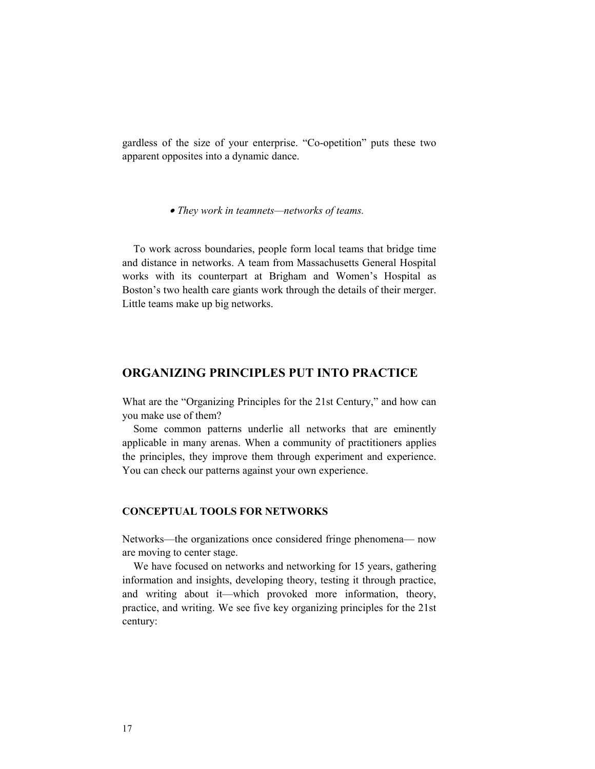gardless of the size of your enterprise. “Co-opetition” puts these two apparent opposites into a dynamic dance.

- *They work in teamnets—networks of teams.*

To work across boundaries, people form local teams that bridge time and distance in networks. A team from Massachusetts General Hospital works with its counterpart at Brigham and Women’s Hospital as Boston’s two health care giants work through the details of their merger. Little teams make up big networks.

## ORGANIZING PRINCIPLES PUT INTO PRACTICE

What are the “Organizing Principles for the 21st Century,” and how can you make use of them?

Some common patterns underlie all networks that are eminently applicable in many arenas. When a community of practitioners applies the principles, they improve them through experiment and experience. You can check our patterns against your own experience.

### CONCEPTUAL TOOLS FOR NETWORKS

Networks—the organizations once considered fringe phenomena— now are moving to center stage.

We have focused on networks and networking for 15 years, gathering information and insights, developing theory, testing it through practice, and writing about it—which provoked more information, theory, practice, and writing. We see five key organizing principles for the 21st century: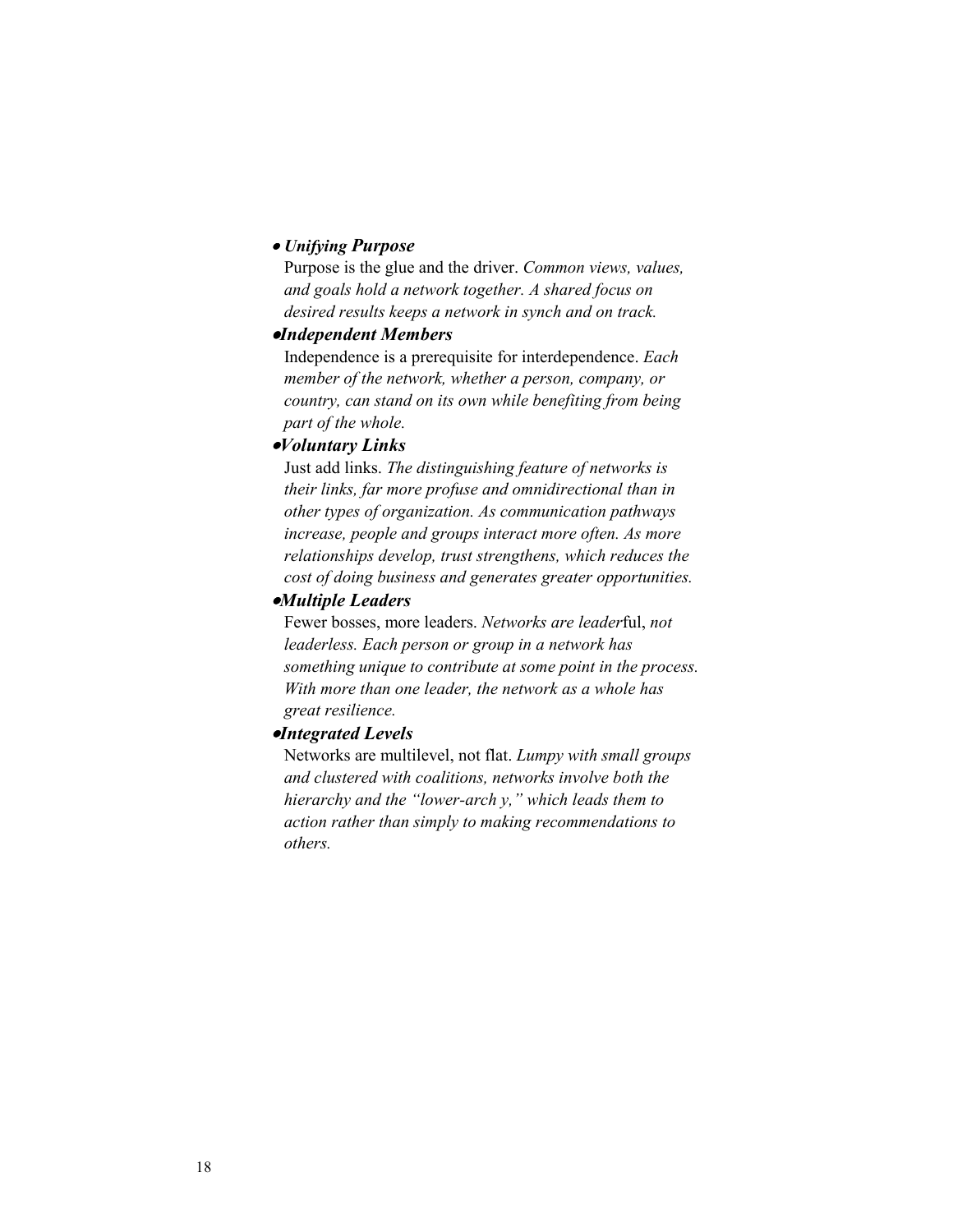- ***Unifying Purpose***

  Purpose is the glue and the driver. *Common views, values, and goals hold a network together. A shared focus on desired results keeps a network in synch and on track.*

- ***Independent Members***

  Independence is a prerequisite for interdependence. *Each member of the network, whether a person, company, or country, can stand on its own while benefiting from being part of the whole.*

- ***Voluntary Links***

  Just add links. *The distinguishing feature of networks is their links, far more profuse and omnidirectional than in other types of organization. As communication pathways increase, people and groups interact more often. As more relationships develop, trust strengthens, which reduces the cost of doing business and generates greater opportunities.*

- ***Multiple Leaders***

  Fewer bosses, more leaders. *Networks are leader*ful, *not leaderless. Each person or group in a network has something unique to contribute at some point in the process. With more than one leader, the network as a whole has great resilience.*

- ***Integrated Levels***

  Networks are multilevel, not flat. *Lumpy with small groups and clustered with coalitions, networks involve both the hierarchy and the "lower-arch y," which leads them to action rather than simply to making recommendations to others.*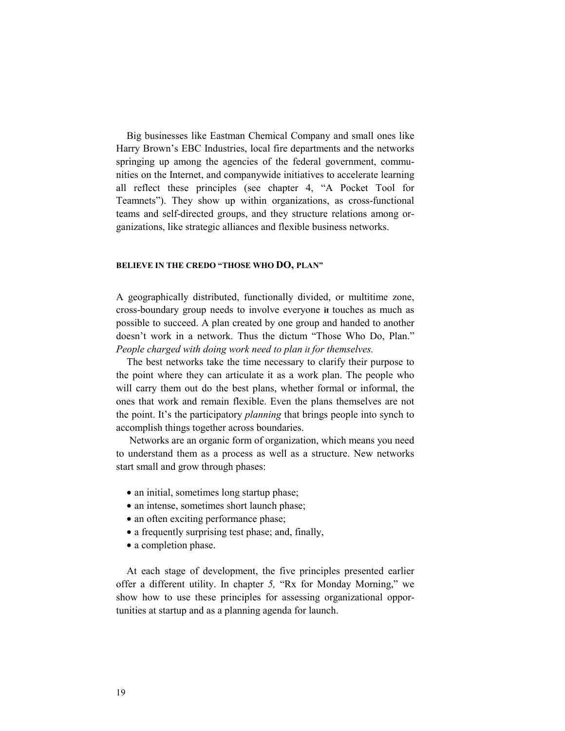Big businesses like Eastman Chemical Company and small ones like Harry Brown's EBC Industries, local fire departments and the networks springing up among the agencies of the federal government, communities on the Internet, and companywide initiatives to accelerate learning all reflect these principles (see chapter 4, "A Pocket Tool for Teamnets"). They show up within organizations, as cross-functional teams and self-directed groups, and they structure relations among organizations, like strategic alliances and flexible business networks.

#### BELIEVE IN THE CREDO "THOSE WHO DO, PLAN"

A geographically distributed, functionally divided, or multitime zone, cross-boundary group needs to involve everyone it touches as much as possible to succeed. A plan created by one group and handed to another doesn't work in a network. Thus the dictum "Those Who Do, Plan." *People charged with doing work need to plan it for themselves.*

The best networks take the time necessary to clarify their purpose to the point where they can articulate it as a work plan. The people who will carry them out do the best plans, whether formal or informal, the ones that work and remain flexible. Even the plans themselves are not the point. It's the participatory *planning* that brings people into synch to accomplish things together across boundaries.

Networks are an organic form of organization, which means you need to understand them as a process as well as a structure. New networks start small and grow through phases:

- an initial, sometimes long startup phase;
- an intense, sometimes short launch phase;
- an often exciting performance phase;
- a frequently surprising test phase; and, finally,
- a completion phase.

At each stage of development, the five principles presented earlier offer a different utility. In chapter *5,* "Rx for Monday Morning," we show how to use these principles for assessing organizational opportunities at startup and as a planning agenda for launch.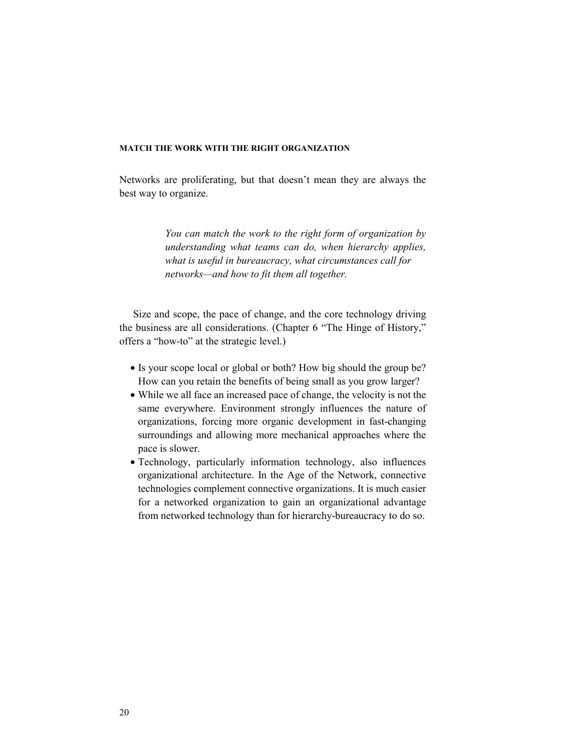### MATCH THE WORK WITH THE RIGHT ORGANIZATION

Networks are proliferating, but that doesn't mean they are always the best way to organize.

> *You can match the work to the right form of organization by understanding what teams can do, when hierarchy applies, what is useful in bureaucracy, what circumstances call for networks—and how to fit them all together.*

Size and scope, the pace of change, and the core technology driving the business are all considerations. (Chapter 6 "The Hinge of History," offers a "how-to" at the strategic level.)

- Is your scope local or global or both? How big should the group be? How can you retain the benefits of being small as you grow larger?
- While we all face an increased pace of change, the velocity is not the same everywhere. Environment strongly influences the nature of organizations, forcing more organic development in fast-changing surroundings and allowing more mechanical approaches where the pace is slower.
- Technology, particularly information technology, also influences organizational architecture. In the Age of the Network, connective technologies complement connective organizations. It is much easier for a networked organization to gain an organizational advantage from networked technology than for hierarchy-bureaucracy to do so.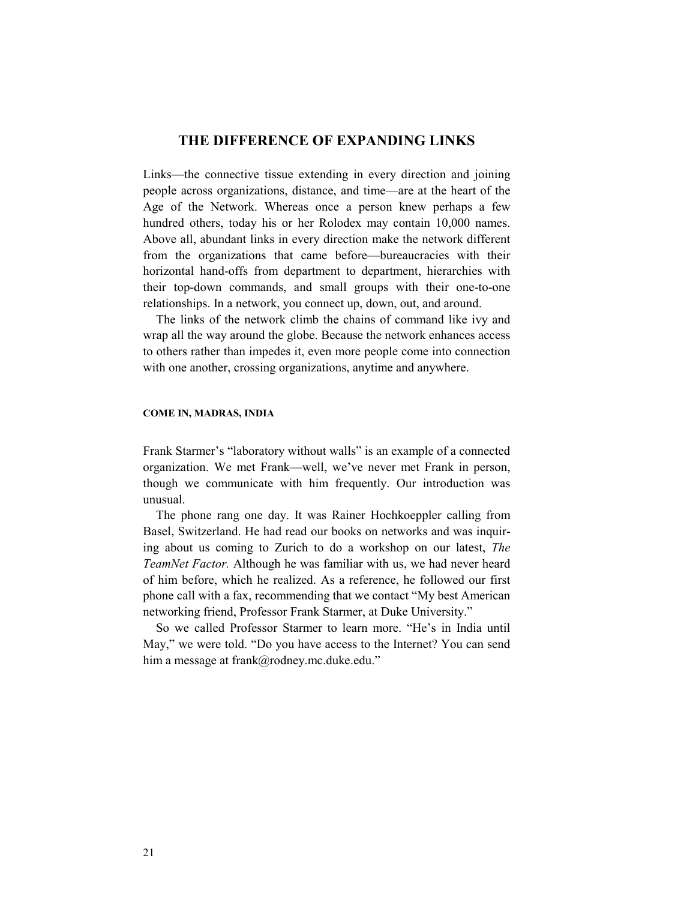## THE DIFFERENCE OF EXPANDING LINKS

Links—the connective tissue extending in every direction and joining people across organizations, distance, and time—are at the heart of the Age of the Network. Whereas once a person knew perhaps a few hundred others, today his or her Rolodex may contain 10,000 names. Above all, abundant links in every direction make the network different from the organizations that came before—bureaucracies with their horizontal hand-offs from department to department, hierarchies with their top-down commands, and small groups with their one-to-one relationships. In a network, you connect up, down, out, and around.

The links of the network climb the chains of command like ivy and wrap all the way around the globe. Because the network enhances access to others rather than impedes it, even more people come into connection with one another, crossing organizations, anytime and anywhere.

#### COME IN, MADRAS, INDIA

Frank Starmer's "laboratory without walls" is an example of a connected organization. We met Frank—well, we've never met Frank in person, though we communicate with him frequently. Our introduction was unusual.

The phone rang one day. It was Rainer Hochkoeppler calling from Basel, Switzerland. He had read our books on networks and was inquiring about us coming to Zurich to do a workshop on our latest, *The TeamNet Factor.* Although he was familiar with us, we had never heard of him before, which he realized. As a reference, he followed our first phone call with a fax, recommending that we contact "My best American networking friend, Professor Frank Starmer, at Duke University."

So we called Professor Starmer to learn more. "He's in India until May," we were told. "Do you have access to the Internet? You can send him a message at frank@rodney.mc.duke.edu."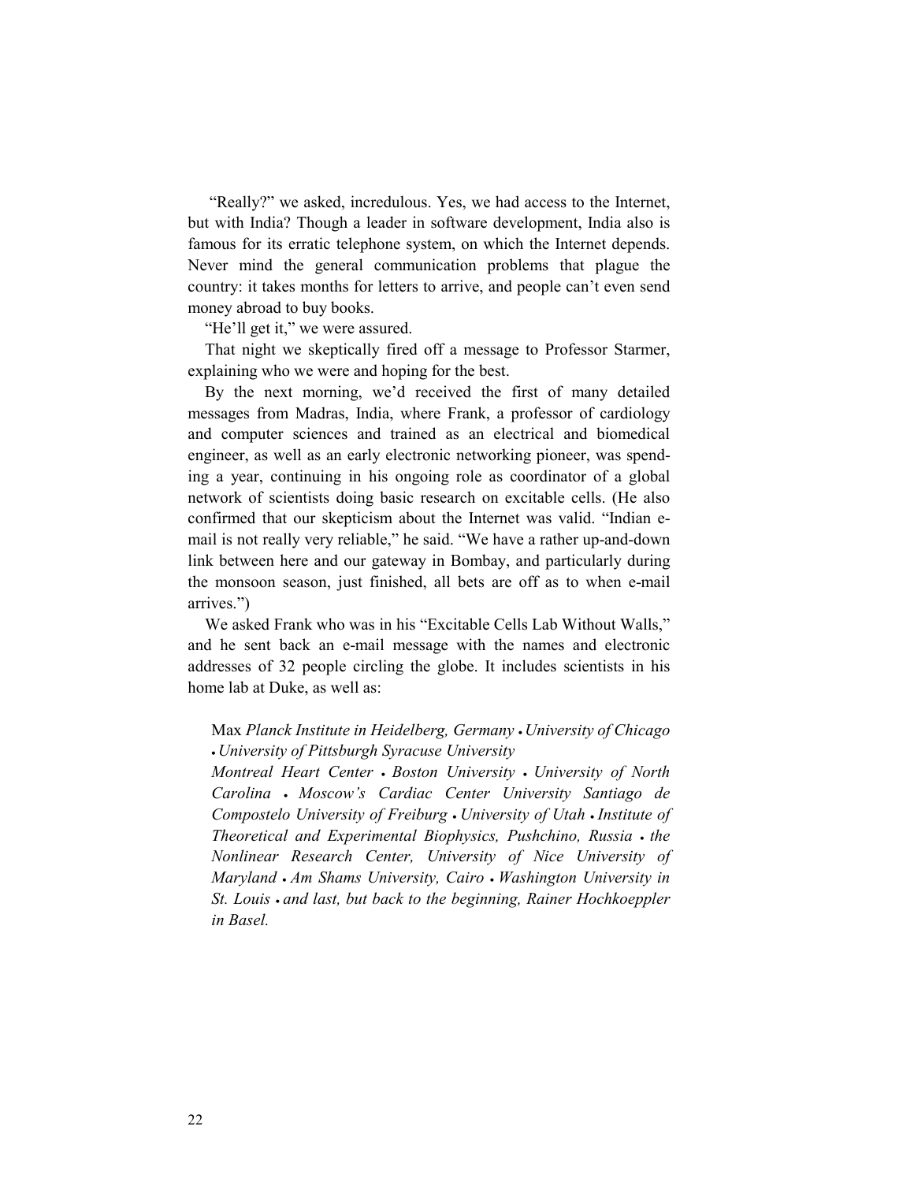"Really?" we asked, incredulous. Yes, we had access to the Internet, but with India? Though a leader in software development, India also is famous for its erratic telephone system, on which the Internet depends. Never mind the general communication problems that plague the country: it takes months for letters to arrive, and people can't even send money abroad to buy books.

"He'll get it," we were assured.

That night we skeptically fired off a message to Professor Starmer, explaining who we were and hoping for the best.

By the next morning, we'd received the first of many detailed messages from Madras, India, where Frank, a professor of cardiology and computer sciences and trained as an electrical and biomedical engineer, as well as an early electronic networking pioneer, was spending a year, continuing in his ongoing role as coordinator of a global network of scientists doing basic research on excitable cells. (He also confirmed that our skepticism about the Internet was valid. "Indian e-mail is not really very reliable," he said. "We have a rather up-and-down link between here and our gateway in Bombay, and particularly during the monsoon season, just finished, all bets are off as to when e-mail arrives.")

We asked Frank who was in his "Excitable Cells Lab Without Walls," and he sent back an e-mail message with the names and electronic addresses of 32 people circling the globe. It includes scientists in his home lab at Duke, as well as:

> Max *Planck Institute in Heidelberg, Germany • University of Chicago • University of Pittsburgh Syracuse University Montreal Heart Center • Boston University • University of North Carolina • Moscow's Cardiac Center University Santiago de Compostelo University of Freiburg • University of Utah • Institute of Theoretical and Experimental Biophysics, Pushchino, Russia • the Nonlinear Research Center, University of Nice University of Maryland • Am Shams University, Cairo • Washington University in St. Louis • and last, but back to the beginning, Rainer Hochkoeppler in Basel.*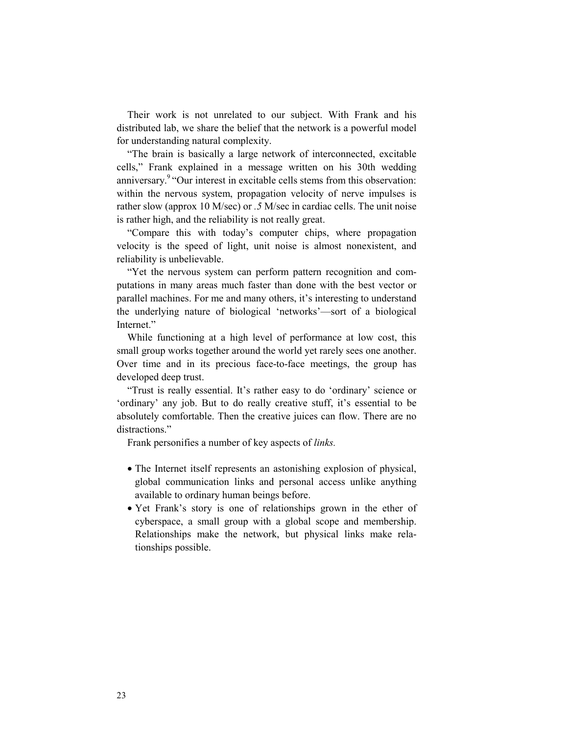Their work is not unrelated to our subject. With Frank and his distributed lab, we share the belief that the network is a powerful model for understanding natural complexity.

"The brain is basically a large network of interconnected, excitable cells," Frank explained in a message written on his 30th wedding anniversary.[9] "Our interest in excitable cells stems from this observation: within the nervous system, propagation velocity of nerve impulses is rather slow (approx 10 M/sec) or *.5* M/sec in cardiac cells. The unit noise is rather high, and the reliability is not really great.

"Compare this with today's computer chips, where propagation velocity is the speed of light, unit noise is almost nonexistent, and reliability is unbelievable.

"Yet the nervous system can perform pattern recognition and computations in many areas much faster than done with the best vector or parallel machines. For me and many others, it's interesting to understand the underlying nature of biological 'networks'—sort of a biological Internet."

While functioning at a high level of performance at low cost, this small group works together around the world yet rarely sees one another. Over time and in its precious face-to-face meetings, the group has developed deep trust.

"Trust is really essential. It's rather easy to do 'ordinary' science or 'ordinary' any job. But to do really creative stuff, it's essential to be absolutely comfortable. Then the creative juices can flow. There are no distractions."

Frank personifies a number of key aspects of *links.*

- The Internet itself represents an astonishing explosion of physical, global communication links and personal access unlike anything available to ordinary human beings before.
- Yet Frank's story is one of relationships grown in the ether of cyberspace, a small group with a global scope and membership. Relationships make the network, but physical links make relationships possible.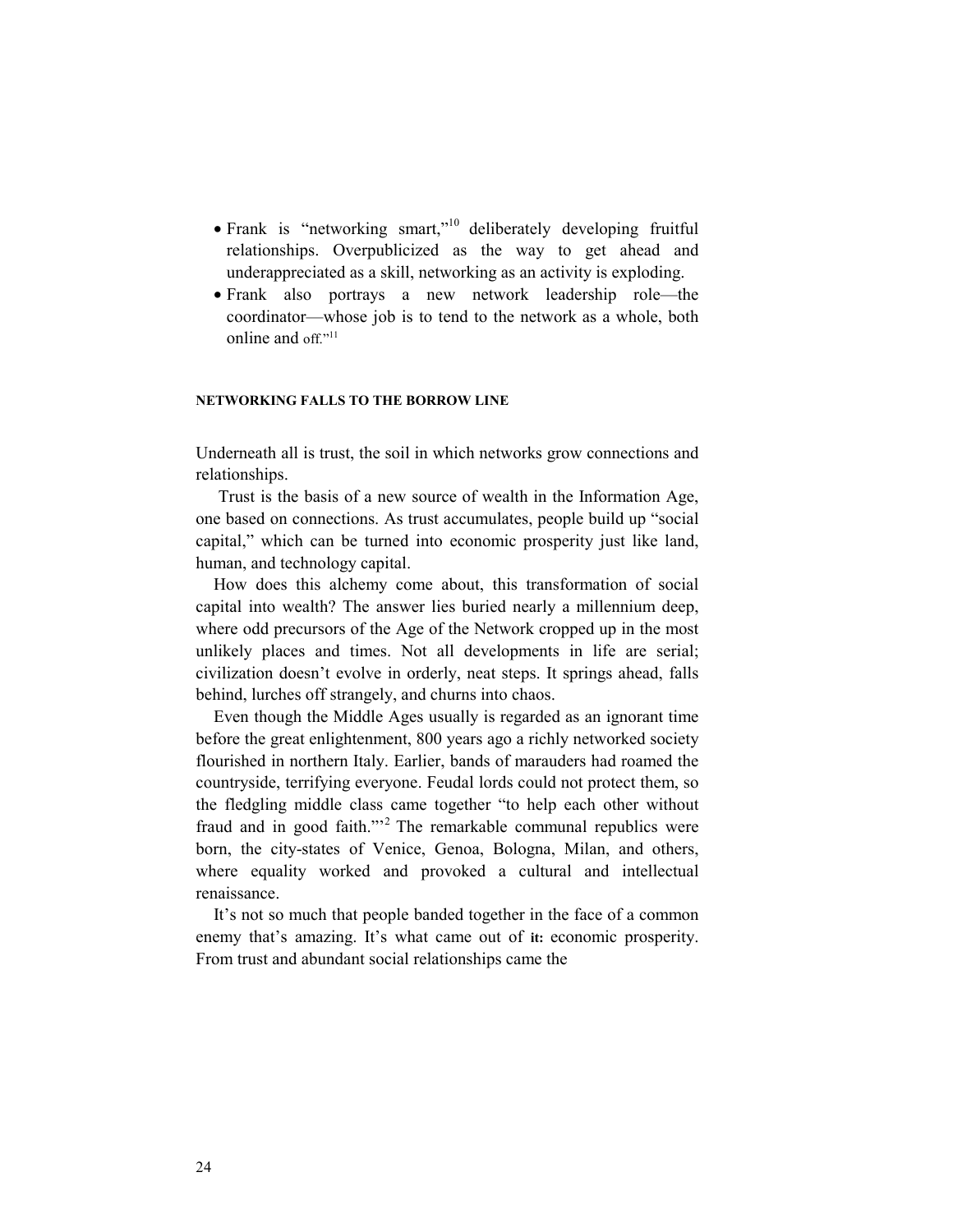- Frank is "networking smart,"[10] deliberately developing fruitful relationships. Overpublicized as the way to get ahead and underappreciated as a skill, networking as an activity is exploding.
- Frank also portrays a new network leadership role—the coordinator—whose job is to tend to the network as a whole, both online and off."[11]

#### NETWORKING FALLS TO THE BORROW LINE

Underneath all is trust, the soil in which networks grow connections and relationships.

Trust is the basis of a new source of wealth in the Information Age, one based on connections. As trust accumulates, people build up "social capital," which can be turned into economic prosperity just like land, human, and technology capital.

How does this alchemy come about, this transformation of social capital into wealth? The answer lies buried nearly a millennium deep, where odd precursors of the Age of the Network cropped up in the most unlikely places and times. Not all developments in life are serial; civilization doesn't evolve in orderly, neat steps. It springs ahead, falls behind, lurches off strangely, and churns into chaos.

Even though the Middle Ages usually is regarded as an ignorant time before the great enlightenment, 800 years ago a richly networked society flourished in northern Italy. Earlier, bands of marauders had roamed the countryside, terrifying everyone. Feudal lords could not protect them, so the fledgling middle class came together "to help each other without fraud and in good faith."'[2] The remarkable communal republics were born, the city-states of Venice, Genoa, Bologna, Milan, and others, where equality worked and provoked a cultural and intellectual renaissance.

It's not so much that people banded together in the face of a common enemy that's amazing. It's what came out of **it:** economic prosperity. From trust and abundant social relationships came the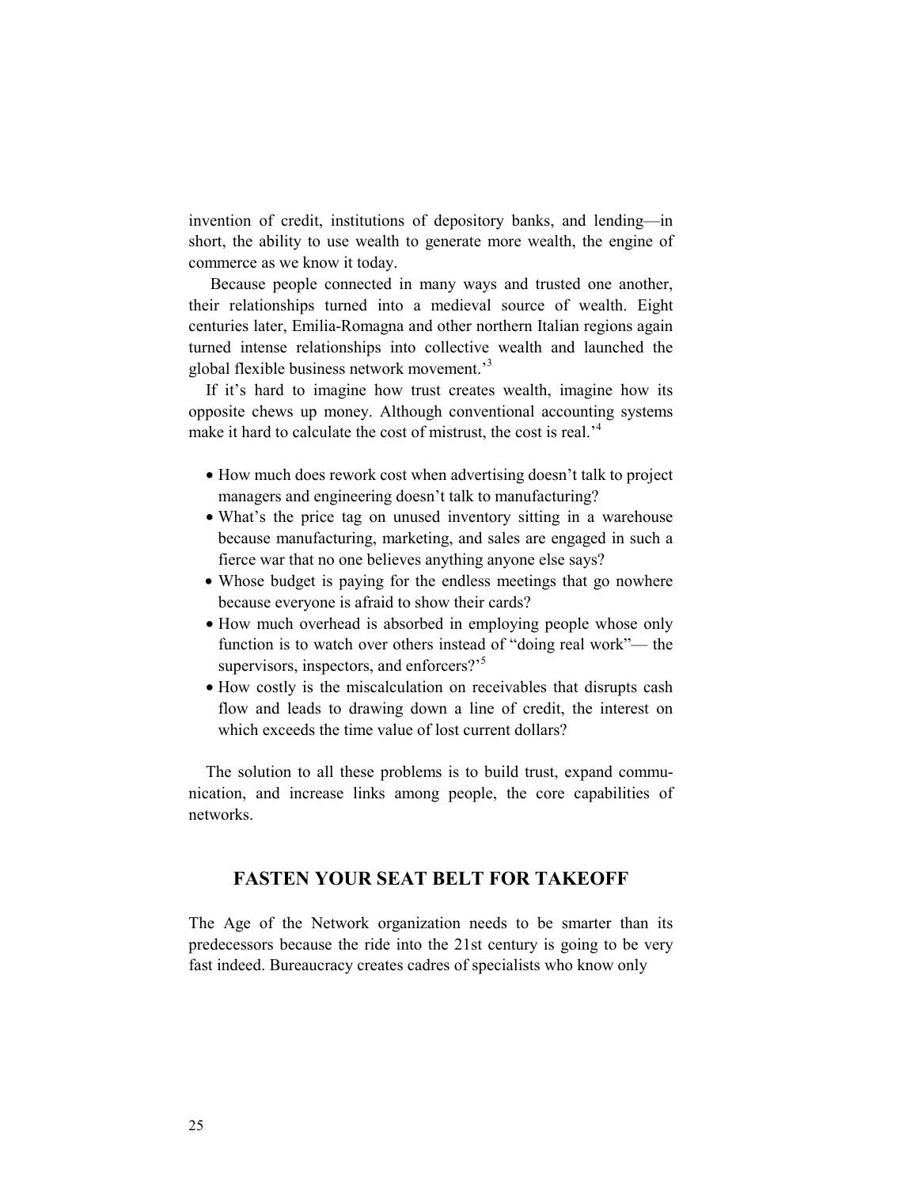invention of credit, institutions of depository banks, and lending—in short, the ability to use wealth to generate more wealth, the engine of commerce as we know it today.

Because people connected in many ways and trusted one another, their relationships turned into a medieval source of wealth. Eight centuries later, Emilia-Romagna and other northern Italian regions again turned intense relationships into collective wealth and launched the global flexible business network movement.'[3]

If it's hard to imagine how trust creates wealth, imagine how its opposite chews up money. Although conventional accounting systems make it hard to calculate the cost of mistrust, the cost is real.'[4]

- How much does rework cost when advertising doesn't talk to project managers and engineering doesn't talk to manufacturing?
- What's the price tag on unused inventory sitting in a warehouse because manufacturing, marketing, and sales are engaged in such a fierce war that no one believes anything anyone else says?
- Whose budget is paying for the endless meetings that go nowhere because everyone is afraid to show their cards?
- How much overhead is absorbed in employing people whose only function is to watch over others instead of "doing real work"— the supervisors, inspectors, and enforcers?'[5]
- How costly is the miscalculation on receivables that disrupts cash flow and leads to drawing down a line of credit, the interest on which exceeds the time value of lost current dollars?

The solution to all these problems is to build trust, expand communication, and increase links among people, the core capabilities of networks.

## FASTEN YOUR SEAT BELT FOR TAKEOFF

The Age of the Network organization needs to be smarter than its predecessors because the ride into the 21st century is going to be very fast indeed. Bureaucracy creates cadres of specialists who know only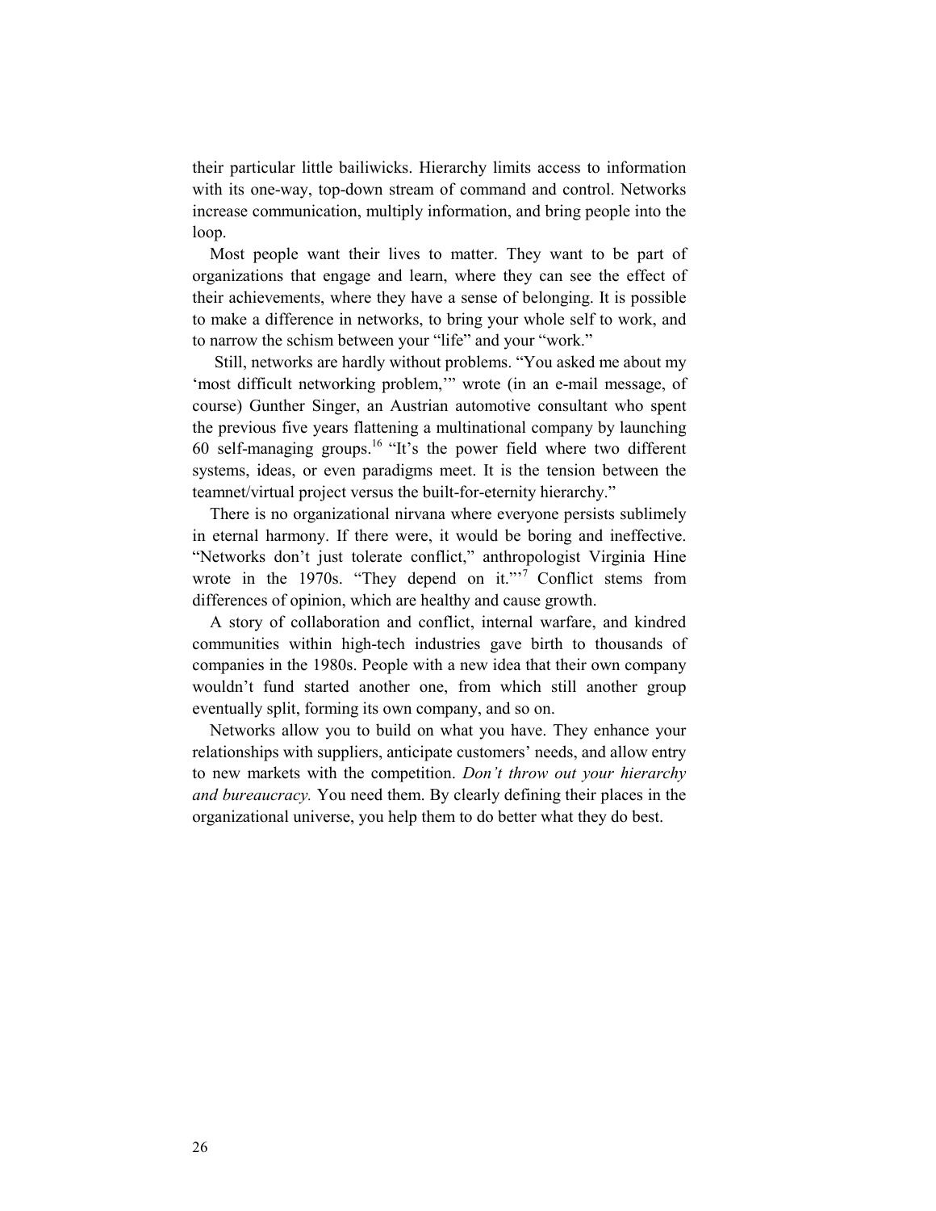their particular little bailiwicks. Hierarchy limits access to information with its one-way, top-down stream of command and control. Networks increase communication, multiply information, and bring people into the loop.

Most people want their lives to matter. They want to be part of organizations that engage and learn, where they can see the effect of their achievements, where they have a sense of belonging. It is possible to make a difference in networks, to bring your whole self to work, and to narrow the schism between your "life" and your "work."

Still, networks are hardly without problems. "You asked me about my 'most difficult networking problem,'" wrote (in an e-mail message, of course) Gunther Singer, an Austrian automotive consultant who spent the previous five years flattening a multinational company by launching 60 self-managing groups.[16] "It's the power field where two different systems, ideas, or even paradigms meet. It is the tension between the teamnet/virtual project versus the built-for-eternity hierarchy."

There is no organizational nirvana where everyone persists sublimely in eternal harmony. If there were, it would be boring and ineffective. "Networks don't just tolerate conflict," anthropologist Virginia Hine wrote in the 1970s. "They depend on it."'[7] Conflict stems from differences of opinion, which are healthy and cause growth.

A story of collaboration and conflict, internal warfare, and kindred communities within high-tech industries gave birth to thousands of companies in the 1980s. People with a new idea that their own company wouldn't fund started another one, from which still another group eventually split, forming its own company, and so on.

Networks allow you to build on what you have. They enhance your relationships with suppliers, anticipate customers' needs, and allow entry to new markets with the competition. *Don't throw out your hierarchy and bureaucracy.* You need them. By clearly defining their places in the organizational universe, you help them to do better what they do best.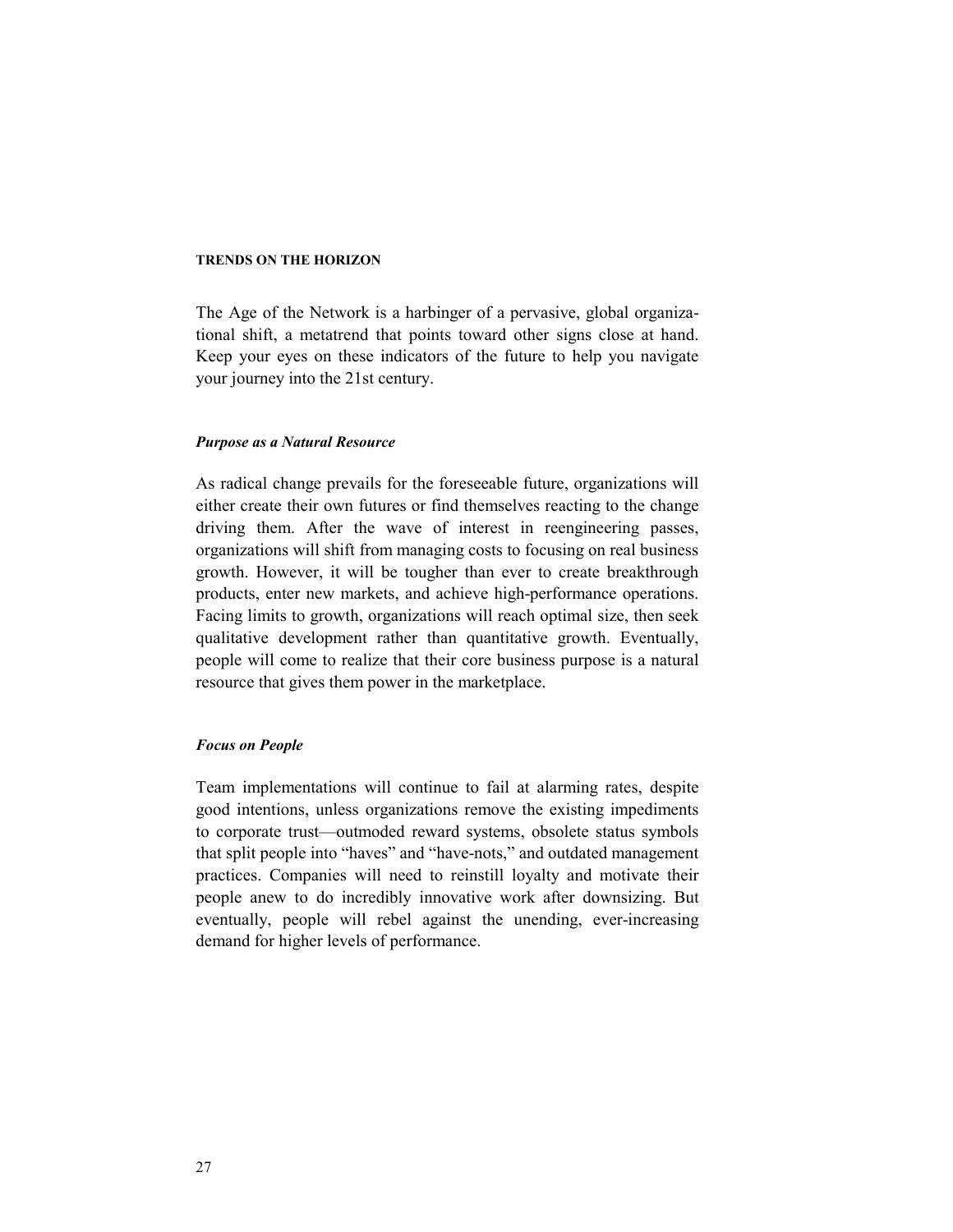## TRENDS ON THE HORIZON

The Age of the Network is a harbinger of a pervasive, global organizational shift, a metatrend that points toward other signs close at hand. Keep your eyes on these indicators of the future to help you navigate your journey into the 21st century.

### *Purpose as a Natural Resource*

As radical change prevails for the foreseeable future, organizations will either create their own futures or find themselves reacting to the change driving them. After the wave of interest in reengineering passes, organizations will shift from managing costs to focusing on real business growth. However, it will be tougher than ever to create breakthrough products, enter new markets, and achieve high-performance operations. Facing limits to growth, organizations will reach optimal size, then seek qualitative development rather than quantitative growth. Eventually, people will come to realize that their core business purpose is a natural resource that gives them power in the marketplace.

### *Focus on People*

Team implementations will continue to fail at alarming rates, despite good intentions, unless organizations remove the existing impediments to corporate trust—outmoded reward systems, obsolete status symbols that split people into "haves" and "have-nots," and outdated management practices. Companies will need to reinstill loyalty and motivate their people anew to do incredibly innovative work after downsizing. But eventually, people will rebel against the unending, ever-increasing demand for higher levels of performance.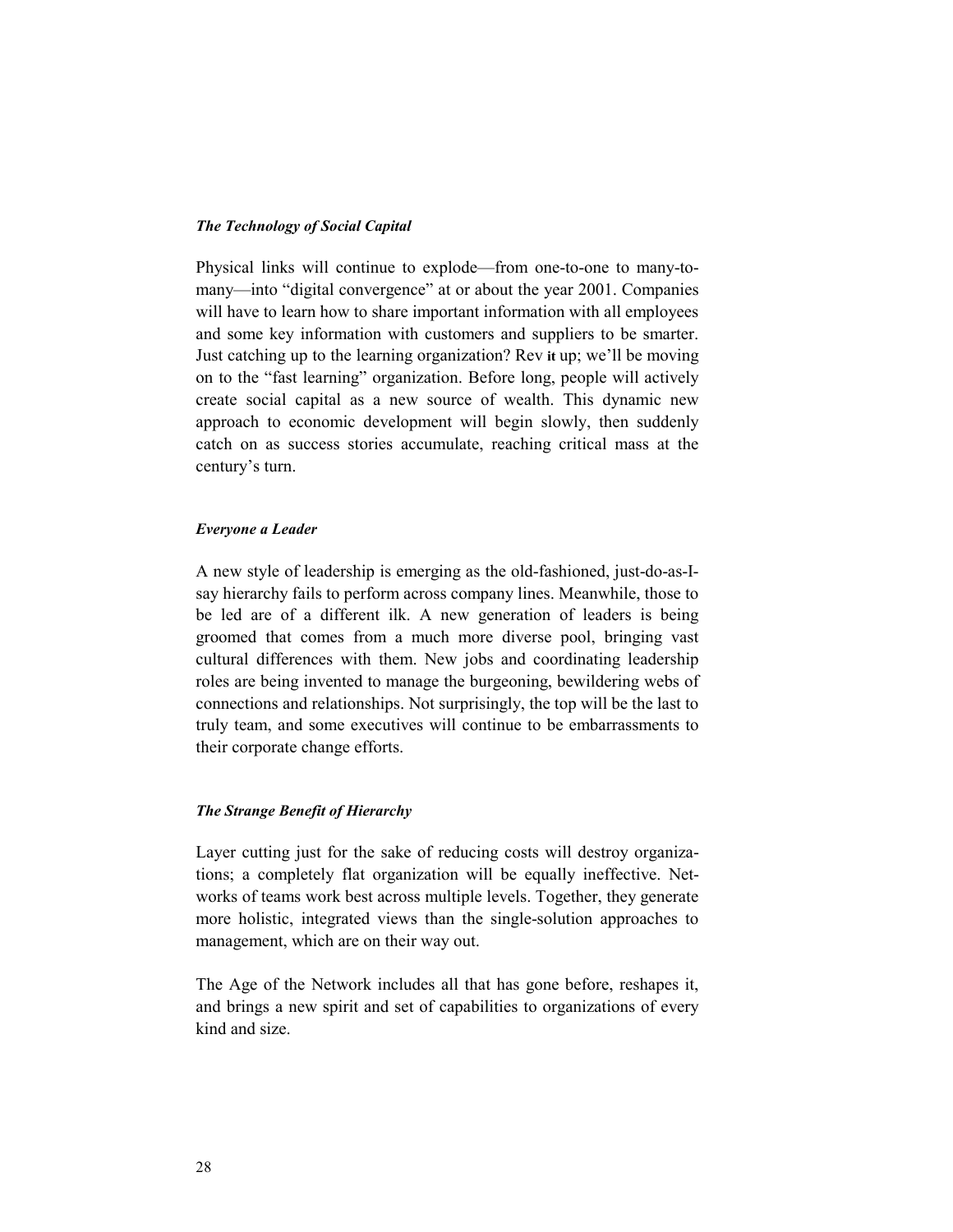### *The Technology of Social Capital*

Physical links will continue to explode—from one-to-one to many-to-many—into "digital convergence" at or about the year 2001. Companies will have to learn how to share important information with all employees and some key information with customers and suppliers to be smarter. Just catching up to the learning organization? Rev it up; we'll be moving on to the "fast learning" organization. Before long, people will actively create social capital as a new source of wealth. This dynamic new approach to economic development will begin slowly, then suddenly catch on as success stories accumulate, reaching critical mass at the century's turn.

### *Everyone a Leader*

A new style of leadership is emerging as the old-fashioned, just-do-as-I-say hierarchy fails to perform across company lines. Meanwhile, those to be led are of a different ilk. A new generation of leaders is being groomed that comes from a much more diverse pool, bringing vast cultural differences with them. New jobs and coordinating leadership roles are being invented to manage the burgeoning, bewildering webs of connections and relationships. Not surprisingly, the top will be the last to truly team, and some executives will continue to be embarrassments to their corporate change efforts.

### *The Strange Benefit of Hierarchy*

Layer cutting just for the sake of reducing costs will destroy organizations; a completely flat organization will be equally ineffective. Networks of teams work best across multiple levels. Together, they generate more holistic, integrated views than the single-solution approaches to management, which are on their way out.

The Age of the Network includes all that has gone before, reshapes it, and brings a new spirit and set of capabilities to organizations of every kind and size.